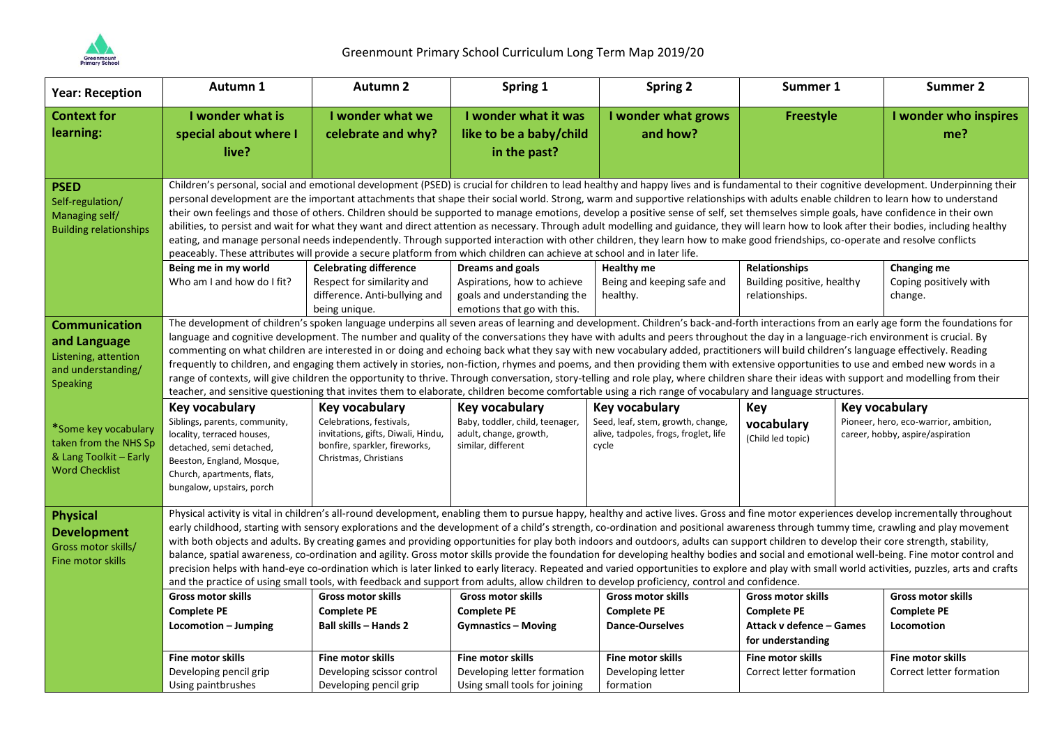# Greenmount Primary School Curriculum Long Term Map 2019/20

| Year: Reception | Autumn 1 | Autumn 2 | Spring 1 | Spring 2 | Summer 1 | Summer 2 |
|---|---|---|---|---|---|---|
| **Context for learning:** | **I wonder what is special about where I live?** | **I wonder what we celebrate and why?** | **I wonder what it was like to be a baby/child in the past?** | **I wonder what grows and how?** | **Freestyle** | **I wonder who inspires me?** |
| **PSED** Self-regulation/ Managing self/ Building relationships | Children's personal, social and emotional development (PSED) is crucial for children to lead healthy and happy lives and is fundamental to their cognitive development. Underpinning their personal development are the important attachments that shape their social world. Strong, warm and supportive relationships with adults enable children to learn how to understand their own feelings and those of others. Children should be supported to manage emotions, develop a positive sense of self, set themselves simple goals, have confidence in their own abilities, to persist and wait for what they want and direct attention as necessary. Through adult modelling and guidance, they will learn how to look after their bodies, including healthy eating, and manage personal needs independently. Through supported interaction with other children, they learn how to make good friendships, co-operate and resolve conflicts peaceably. These attributes will provide a secure platform from which children can achieve at school and in later life. | | | | | |
| | **Being me in my world** Who am I and how do I fit? | **Celebrating difference** Respect for similarity and difference. Anti-bullying and being unique. | **Dreams and goals** Aspirations, how to achieve goals and understanding the emotions that go with this. | **Healthy me** Being and keeping safe and healthy. | **Relationships** Building positive, healthy relationships. | **Changing me** Coping positively with change. |
| **Communication and Language** Listening, attention and understanding/ Speaking | The development of children's spoken language underpins all seven areas of learning and development. Children's back-and-forth interactions from an early age form the foundations for language and cognitive development. The number and quality of the conversations they have with adults and peers throughout the day in a language-rich environment is crucial. By commenting on what children are interested in or doing and echoing back what they say with new vocabulary added, practitioners will build children's language effectively. Reading frequently to children, and engaging them actively in stories, non-fiction, rhymes and poems, and then providing them with extensive opportunities to use and embed new words in a range of contexts, will give children the opportunity to thrive. Through conversation, story-telling and role play, where children share their ideas with support and modelling from their teacher, and sensitive questioning that invites them to elaborate, children become comfortable using a rich range of vocabulary and language structures. | | | | | |
| *Some key vocabulary taken from the NHS Sp & Lang Toolkit – Early Word Checklist | **Key vocabulary** Siblings, parents, community, locality, terraced houses, detached, semi detached, Beeston, England, Mosque, Church, apartments, flats, bungalow, upstairs, porch | **Key vocabulary** Celebrations, festivals, invitations, gifts, Diwali, Hindu, bonfire, sparkler, fireworks, Christmas, Christians | **Key vocabulary** Baby, toddler, child, teenager, adult, change, growth, similar, different | **Key vocabulary** Seed, leaf, stem, growth, change, alive, tadpoles, frogs, froglet, life cycle | **Key vocabulary** (Child led topic) | **Key vocabulary** Pioneer, hero, eco-warrior, ambition, career, hobby, aspire/aspiration |
| **Physical Development** Gross motor skills/ Fine motor skills | Physical activity is vital in children's all-round development, enabling them to pursue happy, healthy and active lives. Gross and fine motor experiences develop incrementally throughout early childhood, starting with sensory explorations and the development of a child's strength, co-ordination and positional awareness through tummy time, crawling and play movement with both objects and adults. By creating games and providing opportunities for play both indoors and outdoors, adults can support children to develop their core strength, stability, balance, spatial awareness, co-ordination and agility. Gross motor skills provide the foundation for developing healthy bodies and social and emotional well-being. Fine motor control and precision helps with hand-eye co-ordination which is later linked to early literacy. Repeated and varied opportunities to explore and play with small world activities, puzzles, arts and crafts and the practice of using small tools, with feedback and support from adults, allow children to develop proficiency, control and confidence. | | | | | |
| | **Gross motor skills** **Complete PE** **Locomotion – Jumping** | **Gross motor skills** **Complete PE** **Ball skills – Hands 2** | **Gross motor skills** **Complete PE** **Gymnastics – Moving** | **Gross motor skills** **Complete PE** **Dance-Ourselves** | **Gross motor skills** **Complete PE** **Attack v defence – Games for understanding** | **Gross motor skills** **Complete PE** **Locomotion** |
| | **Fine motor skills** Developing pencil grip Using paintbrushes | **Fine motor skills** Developing scissor control Developing pencil grip | **Fine motor skills** Developing letter formation Using small tools for joining | **Fine motor skills** Developing letter formation | **Fine motor skills** Correct letter formation | **Fine motor skills** Correct letter formation |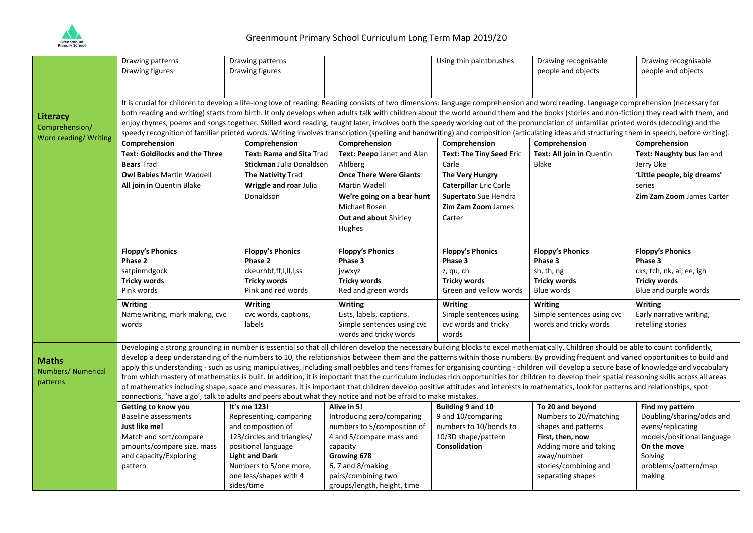# Greenmount Primary School Curriculum Long Term Map 2019/20

| | | | | | | |
|---|---|---|---|---|---|---|
| | Drawing patterns<br>Drawing figures | Drawing patterns<br>Drawing figures | | Using thin paintbrushes | Drawing recognisable people and objects | Drawing recognisable people and objects |
| **Literacy**<br>Comprehension/ Word reading/ Writing | It is crucial for children to develop a life-long love of reading. Reading consists of two dimensions: language comprehension and word reading. Language comprehension (necessary for both reading and writing) starts from birth. It only develops when adults talk with children about the world around them and the books (stories and non-fiction) they read with them, and enjoy rhymes, poems and songs together. Skilled word reading, taught later, involves both the speedy working out of the pronunciation of unfamiliar printed words (decoding) and the speedy recognition of familiar printed words. Writing involves transcription (spelling and handwriting) and composition (articulating ideas and structuring them in speech, before writing). | | | | | |
| | **Comprehension**<br>**Text: Goldilocks and the Three Bears** Trad<br>**Owl Babies** Martin Waddell<br>**All join in** Quentin Blake | **Comprehension**<br>**Text: Rama and Sita** Trad<br>**Stickman** Julia Donaldson<br>**The Nativity** Trad<br>**Wriggle and roar** Julia Donaldson | **Comprehension**<br>**Text: Peepo** Janet and Alan Ahlberg<br>**Once There Were Giants** Martin Wadell<br>**We're going on a bear hunt** Michael Rosen<br>**Out and about** Shirley Hughes | **Comprehension**<br>**Text: The Tiny Seed** Eric Carle<br>**The Very Hungry Caterpillar** Eric Carle<br>**Supertato** Sue Hendra<br>**Zim Zam Zoom** James Carter | **Comprehension**<br>**Text: All join in** Quentin Blake | **Comprehension**<br>**Text: Naughty bus** Jan and Jerry Oke<br>**'Little people, big dreams'** series<br>**Zim Zam Zoom** James Carter |
| | **Floppy's Phonics**<br>**Phase 2**<br>satpinmdgock<br>**Tricky words**<br>Pink words | **Floppy's Phonics**<br>**Phase 2**<br>ckeurhbf,ff,l,ll,l,ss<br>**Tricky words**<br>Pink and red words | **Floppy's Phonics**<br>**Phase 3**<br>jvwxyz<br>**Tricky words**<br>Red and green words | **Floppy's Phonics**<br>**Phase 3**<br>z, qu, ch<br>**Tricky words**<br>Green and yellow words | **Floppy's Phonics**<br>**Phase 3**<br>sh, th, ng<br>**Tricky words**<br>Blue words | **Floppy's Phonics**<br>**Phase 3**<br>cks, tch, nk, ai, ee, igh<br>**Tricky words**<br>Blue and purple words |
| | **Writing**<br>Name writing, mark making, cvc words | **Writing**<br>cvc words, captions, labels | **Writing**<br>Lists, labels, captions.<br>Simple sentences using cvc words and tricky words | **Writing**<br>Simple sentences using cvc words and tricky words | **Writing**<br>Simple sentences using cvc words and tricky words | **Writing**<br>Early narrative writing, retelling stories |
| **Maths**<br>Numbers/ Numerical patterns | Developing a strong grounding in number is essential so that all children develop the necessary building blocks to excel mathematically. Children should be able to count confidently, develop a deep understanding of the numbers to 10, the relationships between them and the patterns within those numbers. By providing frequent and varied opportunities to build and apply this understanding - such as using manipulatives, including small pebbles and tens frames for organising counting - children will develop a secure base of knowledge and vocabulary from which mastery of mathematics is built. In addition, it is important that the curriculum includes rich opportunities for children to develop their spatial reasoning skills across all areas of mathematics including shape, space and measures. It is important that children develop positive attitudes and interests in mathematics, look for patterns and relationships, spot connections, 'have a go', talk to adults and peers about what they notice and not be afraid to make mistakes. | | | | | |
| | **Getting to know you**<br>Baseline assessments<br>**Just like me!**<br>Match and sort/compare amounts/compare size, mass and capacity/Exploring pattern | **It's me 123!**<br>Representing, comparing and composition of 123/circles and triangles/ positional language<br>**Light and Dark**<br>Numbers to 5/one more, one less/shapes with 4 sides/time | **Alive in 5!**<br>Introducing zero/comparing numbers to 5/composition of 4 and 5/compare mass and capacity<br>**Growing 678**<br>6, 7 and 8/making pairs/combining two groups/length, height, time | **Building 9 and 10**<br>9 and 10/comparing numbers to 10/bonds to 10/3D shape/pattern<br>**Consolidation** | **To 20 and beyond**<br>Numbers to 20/matching shapes and patterns<br>**First, then, now**<br>Adding more and taking away/number stories/combining and separating shapes | **Find my pattern**<br>Doubling/sharing/odds and evens/replicating models/positional language<br>**On the move**<br>Solving problems/pattern/map making |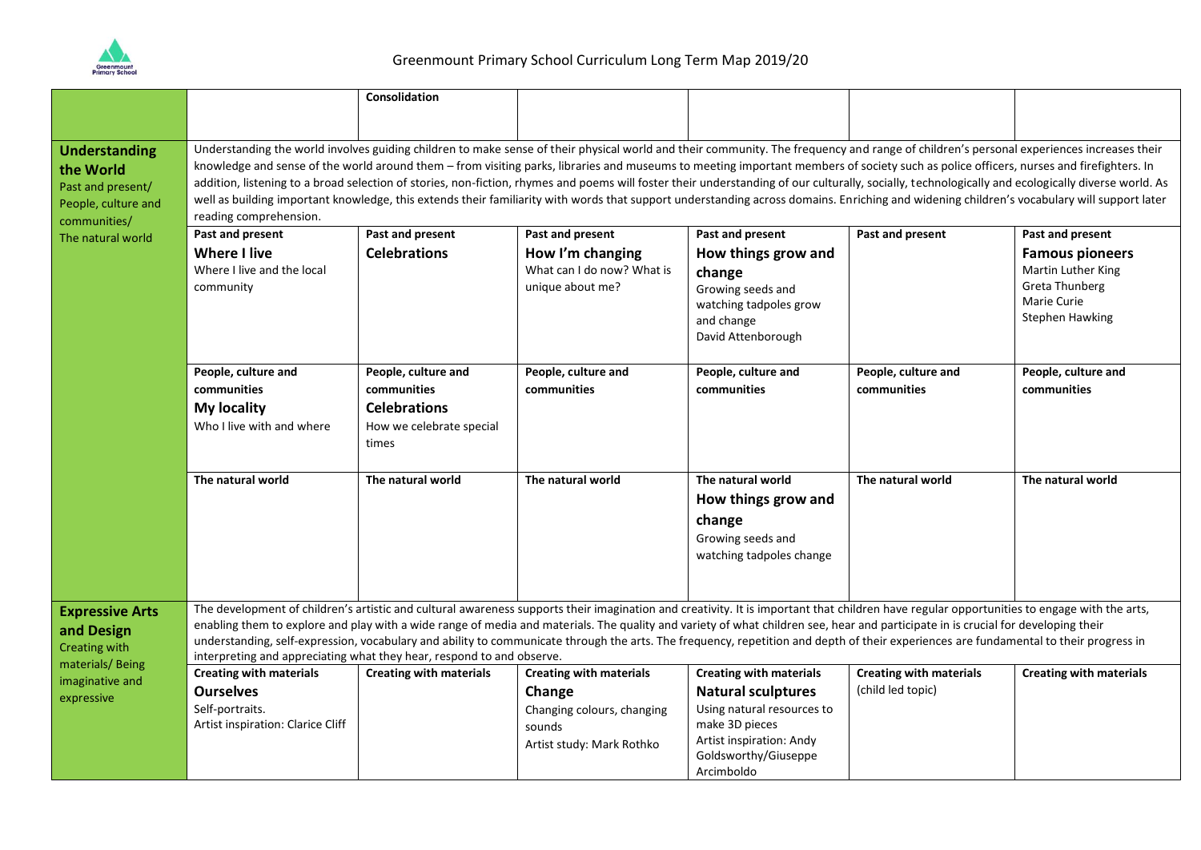# Greenmount Primary School Curriculum Long Term Map 2019/20

| | | | | | | |
|---|---|---|---|---|---|---|
| | | **Consolidation** | | | | |
| **Understanding the World**<br>Past and present/ People, culture and communities/ The natural world | Understanding the world involves guiding children to make sense of their physical world and their community. The frequency and range of children's personal experiences increases their knowledge and sense of the world around them – from visiting parks, libraries and museums to meeting important members of society such as police officers, nurses and firefighters. In addition, listening to a broad selection of stories, non-fiction, rhymes and poems will foster their understanding of our culturally, socially, technologically and ecologically diverse world. As well as building important knowledge, this extends their familiarity with words that support understanding across domains. Enriching and widening children's vocabulary will support later reading comprehension. | | | | | |
| | **Past and present**<br>**Where I live**<br>Where I live and the local community | **Past and present**<br>**Celebrations** | **Past and present**<br>**How I'm changing**<br>What can I do now? What is unique about me? | **Past and present**<br>**How things grow and change**<br>Growing seeds and watching tadpoles grow and change<br>David Attenborough | **Past and present** | **Past and present**<br>**Famous pioneers**<br>Martin Luther King<br>Greta Thunberg<br>Marie Curie<br>Stephen Hawking |
| | **People, culture and communities**<br>**My locality**<br>Who I live with and where | **People, culture and communities**<br>**Celebrations**<br>How we celebrate special times | **People, culture and communities** | **People, culture and communities** | **People, culture and communities** | **People, culture and communities** |
| | **The natural world** | **The natural world** | **The natural world** | **The natural world**<br>**How things grow and change**<br>Growing seeds and watching tadpoles change | **The natural world** | **The natural world** |
| **Expressive Arts and Design**<br>Creating with materials/ Being imaginative and expressive | The development of children's artistic and cultural awareness supports their imagination and creativity. It is important that children have regular opportunities to engage with the arts, enabling them to explore and play with a wide range of media and materials. The quality and variety of what children see, hear and participate in is crucial for developing their understanding, self-expression, vocabulary and ability to communicate through the arts. The frequency, repetition and depth of their experiences are fundamental to their progress in interpreting and appreciating what they hear, respond to and observe. | | | | | |
| | **Creating with materials**<br>**Ourselves**<br>Self-portraits.<br>Artist inspiration: Clarice Cliff | **Creating with materials** | **Creating with materials**<br>**Change**<br>Changing colours, changing sounds<br>Artist study: Mark Rothko | **Creating with materials**<br>**Natural sculptures**<br>Using natural resources to make 3D pieces<br>Artist inspiration: Andy Goldsworthy/Giuseppe Arcimboldo | **Creating with materials**<br>(child led topic) | **Creating with materials** |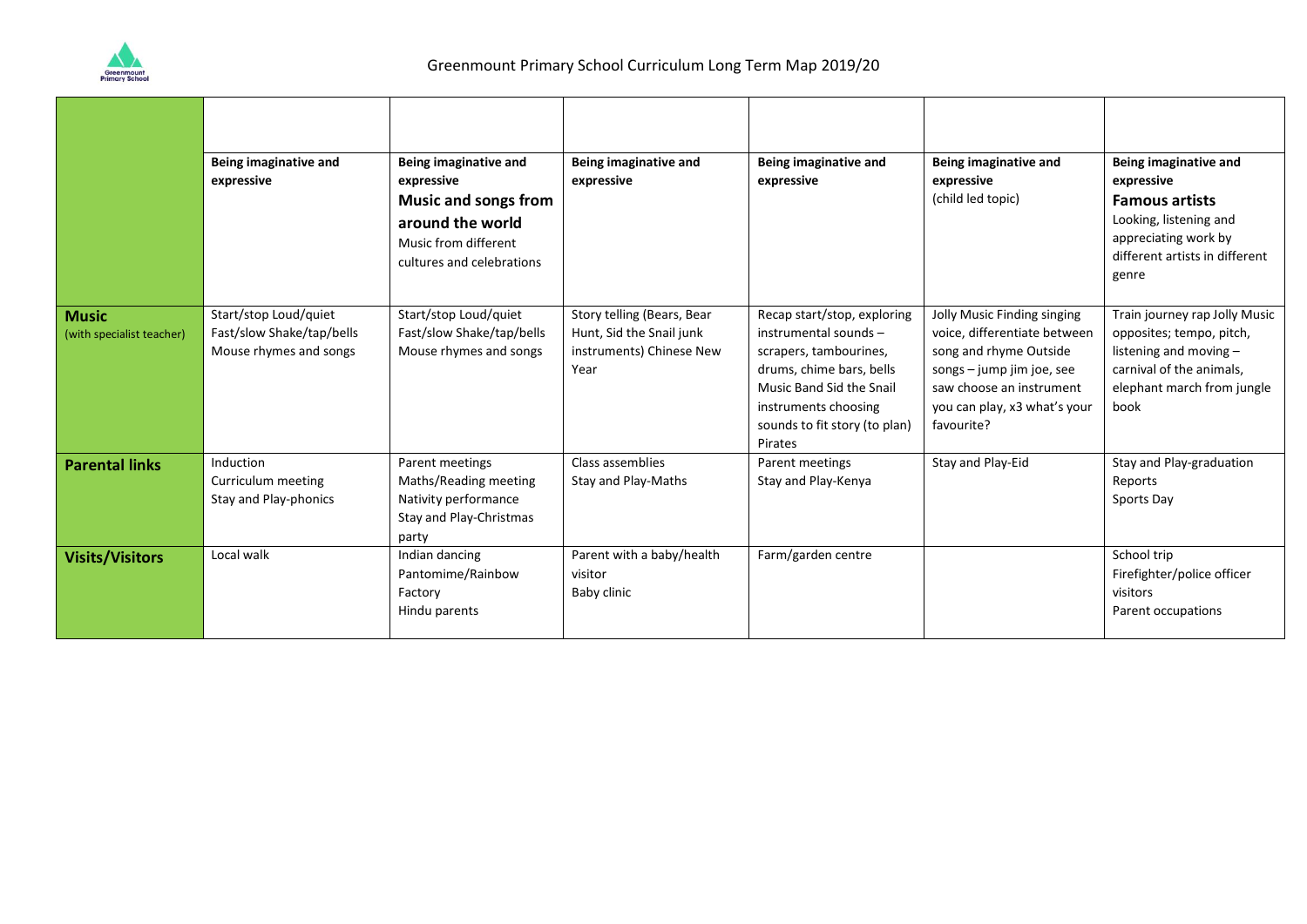Greenmount Primary School Curriculum Long Term Map 2019/20

| | | | | | | |
|---|---|---|---|---|---|---|
| | **Being imaginative and expressive** | **Being imaginative and expressive** **Music and songs from around the world** Music from different cultures and celebrations | **Being imaginative and expressive** | **Being imaginative and expressive** | **Being imaginative and expressive** (child led topic) | **Being imaginative and expressive** **Famous artists** Looking, listening and appreciating work by different artists in different genre |
| **Music** (with specialist teacher) | Start/stop Loud/quiet Fast/slow Shake/tap/bells Mouse rhymes and songs | Start/stop Loud/quiet Fast/slow Shake/tap/bells Mouse rhymes and songs | Story telling (Bears, Bear Hunt, Sid the Snail junk instruments) Chinese New Year | Recap start/stop, exploring instrumental sounds – scrapers, tambourines, drums, chime bars, bells Music Band Sid the Snail instruments choosing sounds to fit story (to plan) Pirates | Jolly Music Finding singing voice, differentiate between song and rhyme Outside songs – jump jim joe, see saw choose an instrument you can play, x3 what's your favourite? | Train journey rap Jolly Music opposites; tempo, pitch, listening and moving – carnival of the animals, elephant march from jungle book |
| **Parental links** | Induction Curriculum meeting Stay and Play-phonics | Parent meetings Maths/Reading meeting Nativity performance Stay and Play-Christmas party | Class assemblies Stay and Play-Maths | Parent meetings Stay and Play-Kenya | Stay and Play-Eid | Stay and Play-graduation Reports Sports Day |
| **Visits/Visitors** | Local walk | Indian dancing Pantomime/Rainbow Factory Hindu parents | Parent with a baby/health visitor Baby clinic | Farm/garden centre | | School trip Firefighter/police officer visitors Parent occupations |